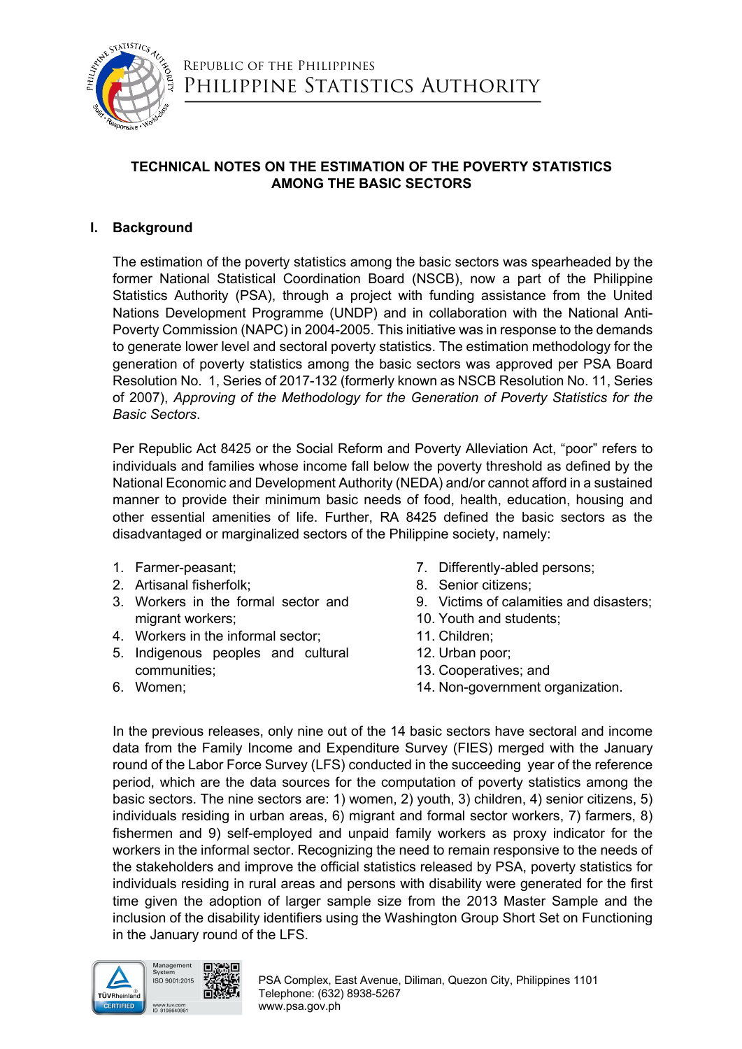REPUBLIC OF THE PHILIPPINES
PHILIPPINE STATISTICS AUTHORITY

# TECHNICAL NOTES ON THE ESTIMATION OF THE POVERTY STATISTICS AMONG THE BASIC SECTORS

## I. Background

The estimation of the poverty statistics among the basic sectors was spearheaded by the former National Statistical Coordination Board (NSCB), now a part of the Philippine Statistics Authority (PSA), through a project with funding assistance from the United Nations Development Programme (UNDP) and in collaboration with the National Anti-Poverty Commission (NAPC) in 2004-2005. This initiative was in response to the demands to generate lower level and sectoral poverty statistics. The estimation methodology for the generation of poverty statistics among the basic sectors was approved per PSA Board Resolution No. 1, Series of 2017-132 (formerly known as NSCB Resolution No. 11, Series of 2007), *Approving of the Methodology for the Generation of Poverty Statistics for the Basic Sectors*.

Per Republic Act 8425 or the Social Reform and Poverty Alleviation Act, "poor" refers to individuals and families whose income fall below the poverty threshold as defined by the National Economic and Development Authority (NEDA) and/or cannot afford in a sustained manner to provide their minimum basic needs of food, health, education, housing and other essential amenities of life. Further, RA 8425 defined the basic sectors as the disadvantaged or marginalized sectors of the Philippine society, namely:

1. Farmer-peasant;
2. Artisanal fisherfolk;
3. Workers in the formal sector and migrant workers;
4. Workers in the informal sector;
5. Indigenous peoples and cultural communities;
6. Women;
7. Differently-abled persons;
8. Senior citizens;
9. Victims of calamities and disasters;
10. Youth and students;
11. Children;
12. Urban poor;
13. Cooperatives; and
14. Non-government organization.

In the previous releases, only nine out of the 14 basic sectors have sectoral and income data from the Family Income and Expenditure Survey (FIES) merged with the January round of the Labor Force Survey (LFS) conducted in the succeeding year of the reference period, which are the data sources for the computation of poverty statistics among the basic sectors. The nine sectors are: 1) women, 2) youth, 3) children, 4) senior citizens, 5) individuals residing in urban areas, 6) migrant and formal sector workers, 7) farmers, 8) fishermen and 9) self-employed and unpaid family workers as proxy indicator for the workers in the informal sector. Recognizing the need to remain responsive to the needs of the stakeholders and improve the official statistics released by PSA, poverty statistics for individuals residing in rural areas and persons with disability were generated for the first time given the adoption of larger sample size from the 2013 Master Sample and the inclusion of the disability identifiers using the Washington Group Short Set on Functioning in the January round of the LFS.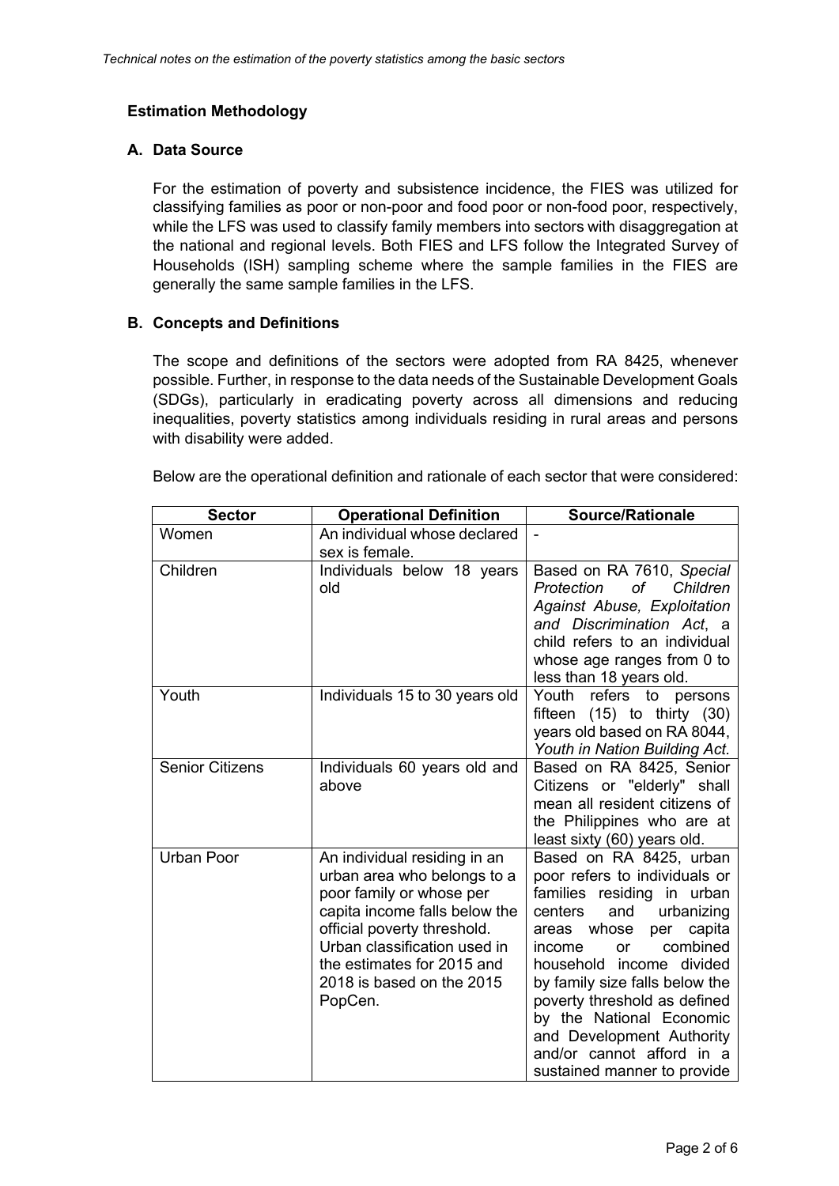## Estimation Methodology

### A. Data Source

For the estimation of poverty and subsistence incidence, the FIES was utilized for classifying families as poor or non-poor and food poor or non-food poor, respectively, while the LFS was used to classify family members into sectors with disaggregation at the national and regional levels. Both FIES and LFS follow the Integrated Survey of Households (ISH) sampling scheme where the sample families in the FIES are generally the same sample families in the LFS.

### B. Concepts and Definitions

The scope and definitions of the sectors were adopted from RA 8425, whenever possible. Further, in response to the data needs of the Sustainable Development Goals (SDGs), particularly in eradicating poverty across all dimensions and reducing inequalities, poverty statistics among individuals residing in rural areas and persons with disability were added.

Below are the operational definition and rationale of each sector that were considered:

| Sector | Operational Definition | Source/Rationale |
|---|---|---|
| Women | An individual whose declared sex is female. | - |
| Children | Individuals below 18 years old | Based on RA 7610, *Special Protection of Children Against Abuse, Exploitation and Discrimination Act*, a child refers to an individual whose age ranges from 0 to less than 18 years old. |
| Youth | Individuals 15 to 30 years old | Youth refers to persons fifteen (15) to thirty (30) years old based on RA 8044, *Youth in Nation Building Act.* |
| Senior Citizens | Individuals 60 years old and above | Based on RA 8425, Senior Citizens or "elderly" shall mean all resident citizens of the Philippines who are at least sixty (60) years old. |
| Urban Poor | An individual residing in an urban area who belongs to a poor family or whose per capita income falls below the official poverty threshold. Urban classification used in the estimates for 2015 and 2018 is based on the 2015 PopCen. | Based on RA 8425, urban poor refers to individuals or families residing in urban centers and urbanizing areas whose per capita income or combined household income divided by family size falls below the poverty threshold as defined by the National Economic and Development Authority and/or cannot afford in a sustained manner to provide |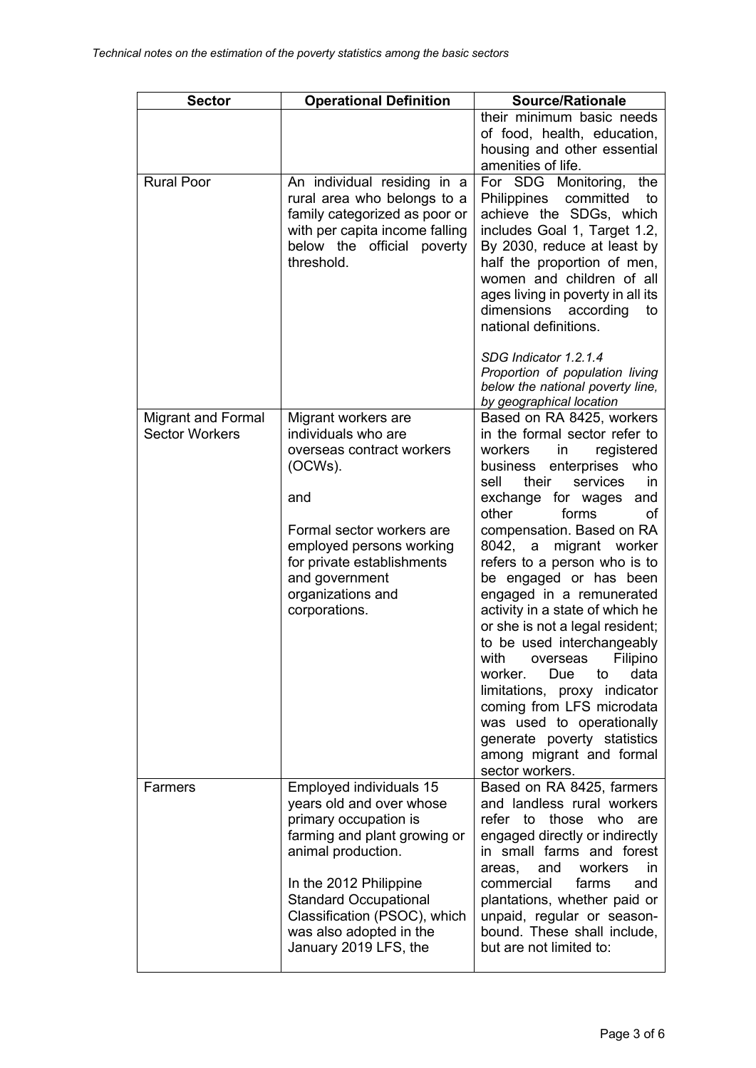| Sector | Operational Definition | Source/Rationale |
|---|---|---|
| | | their minimum basic needs of food, health, education, housing and other essential amenities of life. |
| Rural Poor | An individual residing in a rural area who belongs to a family categorized as poor or with per capita income falling below the official poverty threshold. | For SDG Monitoring, the Philippines committed to achieve the SDGs, which includes Goal 1, Target 1.2, By 2030, reduce at least by half the proportion of men, women and children of all ages living in poverty in all its dimensions according to national definitions.<br><br>*SDG Indicator 1.2.1.4*<br>*Proportion of population living below the national poverty line, by geographical location* |
| Migrant and Formal Sector Workers | Migrant workers are individuals who are overseas contract workers (OCWs).<br><br>and<br><br>Formal sector workers are employed persons working for private establishments and government organizations and corporations. | Based on RA 8425, workers in the formal sector refer to workers in registered business enterprises who sell their services in exchange for wages and other forms of compensation. Based on RA 8042, a migrant worker refers to a person who is to be engaged or has been engaged in a remunerated activity in a state of which he or she is not a legal resident; to be used interchangeably with overseas Filipino worker. Due to data limitations, proxy indicator coming from LFS microdata was used to operationally generate poverty statistics among migrant and formal sector workers. |
| Farmers | Employed individuals 15 years old and over whose primary occupation is farming and plant growing or animal production.<br><br>In the 2012 Philippine Standard Occupational Classification (PSOC), which was also adopted in the January 2019 LFS, the | Based on RA 8425, farmers and landless rural workers refer to those who are engaged directly or indirectly in small farms and forest areas, and workers in commercial farms and plantations, whether paid or unpaid, regular or season-bound. These shall include, but are not limited to: |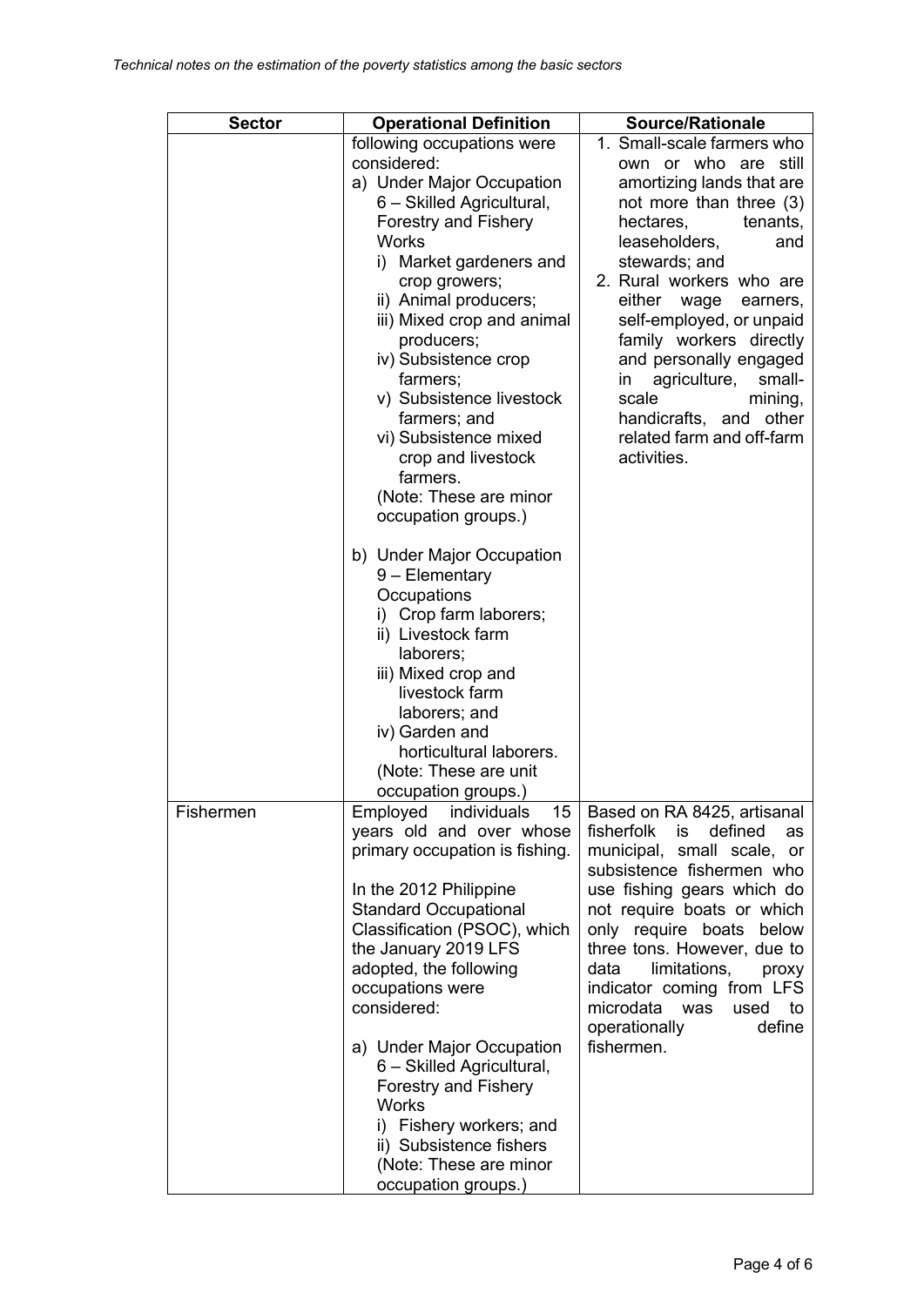| Sector | Operational Definition | Source/Rationale |
|---|---|---|
| | following occupations were considered:<br>a) Under Major Occupation 6 – Skilled Agricultural, Forestry and Fishery Works<br>i) Market gardeners and crop growers;<br>ii) Animal producers;<br>iii) Mixed crop and animal producers;<br>iv) Subsistence crop farmers;<br>v) Subsistence livestock farmers; and<br>vi) Subsistence mixed crop and livestock farmers.<br>(Note: These are minor occupation groups.)<br><br>b) Under Major Occupation 9 – Elementary Occupations<br>i) Crop farm laborers;<br>ii) Livestock farm laborers;<br>iii) Mixed crop and livestock farm laborers; and<br>iv) Garden and horticultural laborers.<br>(Note: These are unit occupation groups.) | 1. Small-scale farmers who own or who are still amortizing lands that are not more than three (3) hectares, tenants, leaseholders, and stewards; and<br>2. Rural workers who are either wage earners, self-employed, or unpaid family workers directly and personally engaged in agriculture, small-scale mining, handicrafts, and other related farm and off-farm activities. |
| Fishermen | Employed individuals 15 years old and over whose primary occupation is fishing.<br><br>In the 2012 Philippine Standard Occupational Classification (PSOC), which the January 2019 LFS adopted, the following occupations were considered:<br><br>a) Under Major Occupation 6 – Skilled Agricultural, Forestry and Fishery Works<br>i) Fishery workers; and<br>ii) Subsistence fishers<br>(Note: These are minor occupation groups.) | Based on RA 8425, artisanal fisherfolk is defined as municipal, small scale, or subsistence fishermen who use fishing gears which do not require boats or which only require boats below three tons. However, due to data limitations, proxy indicator coming from LFS microdata was used to operationally define fishermen. |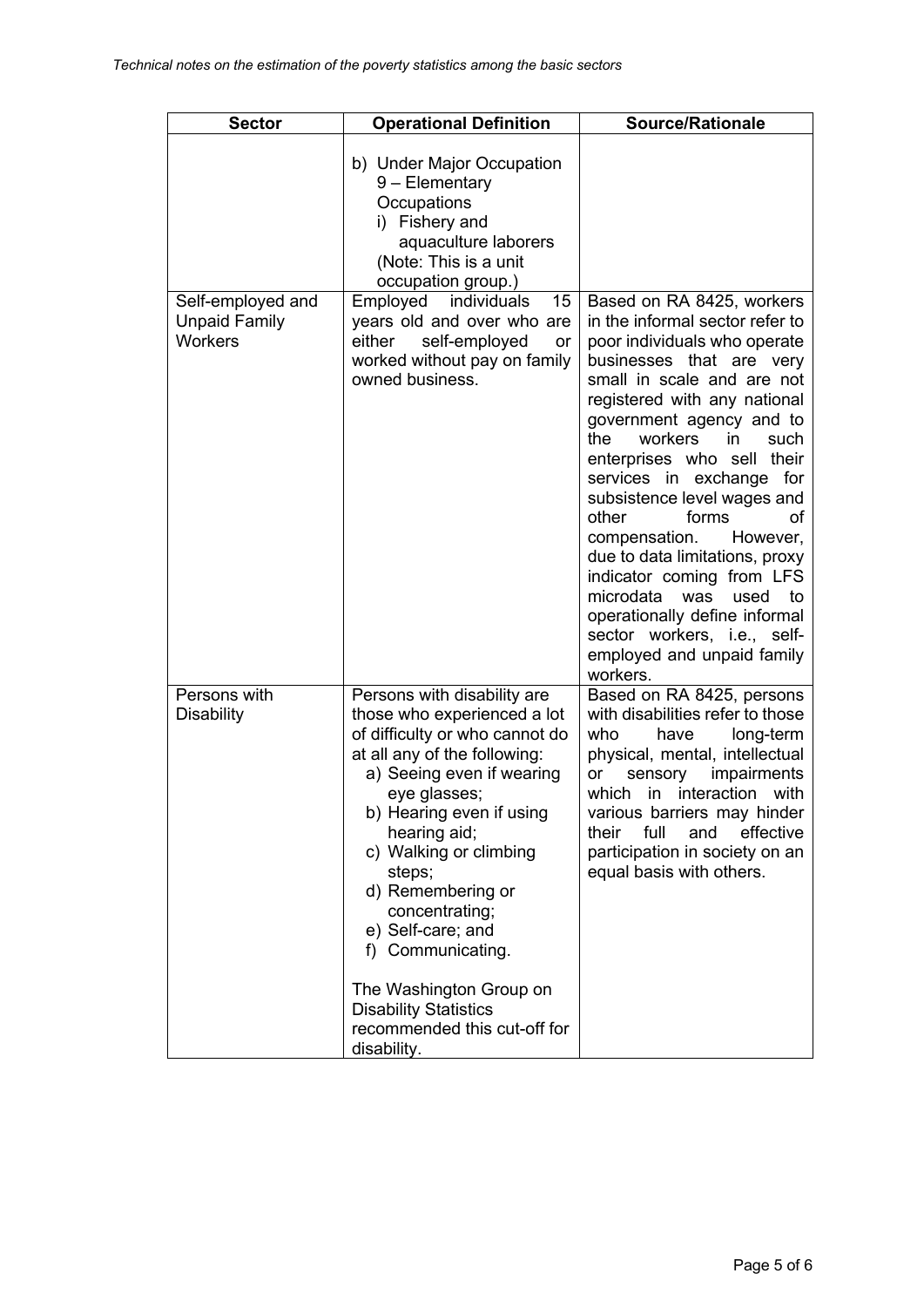| Sector | Operational Definition | Source/Rationale |
|---|---|---|
| | b) Under Major Occupation 9 – Elementary Occupations<br>i) Fishery and aquaculture laborers<br>(Note: This is a unit occupation group.) | |
| Self-employed and Unpaid Family Workers | Employed individuals 15 years old and over who are either self-employed or worked without pay on family owned business. | Based on RA 8425, workers in the informal sector refer to poor individuals who operate businesses that are very small in scale and are not registered with any national government agency and to the workers in such enterprises who sell their services in exchange for subsistence level wages and other forms of compensation. However, due to data limitations, proxy indicator coming from LFS microdata was used to operationally define informal sector workers, i.e., self-employed and unpaid family workers. |
| Persons with Disability | Persons with disability are those who experienced a lot of difficulty or who cannot do at all any of the following:<br>a) Seeing even if wearing eye glasses;<br>b) Hearing even if using hearing aid;<br>c) Walking or climbing steps;<br>d) Remembering or concentrating;<br>e) Self-care; and<br>f) Communicating.<br><br>The Washington Group on Disability Statistics recommended this cut-off for disability. | Based on RA 8425, persons with disabilities refer to those who have long-term physical, mental, intellectual or sensory impairments which in interaction with various barriers may hinder their full and effective participation in society on an equal basis with others. |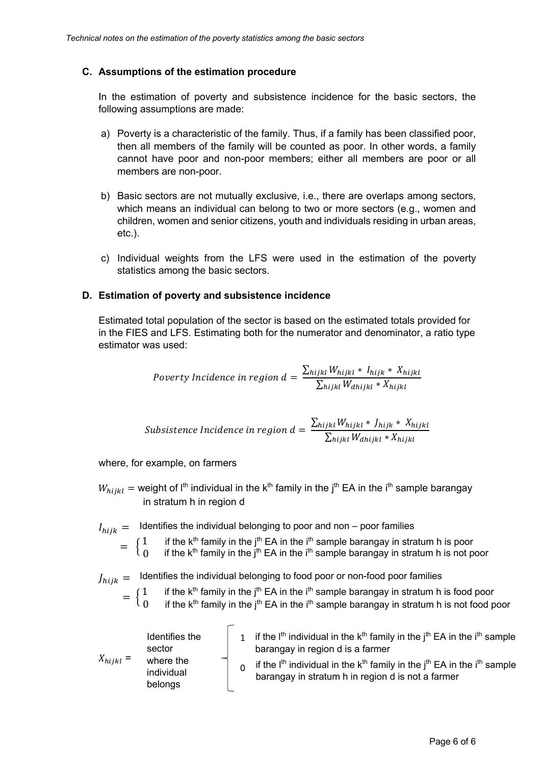### C. Assumptions of the estimation procedure

In the estimation of poverty and subsistence incidence for the basic sectors, the following assumptions are made:

a) Poverty is a characteristic of the family. Thus, if a family has been classified poor, then all members of the family will be counted as poor. In other words, a family cannot have poor and non-poor members; either all members are poor or all members are non-poor.

b) Basic sectors are not mutually exclusive, i.e., there are overlaps among sectors, which means an individual can belong to two or more sectors (e.g., women and children, women and senior citizens, youth and individuals residing in urban areas, etc.).

c) Individual weights from the LFS were used in the estimation of the poverty statistics among the basic sectors.

### D. Estimation of poverty and subsistence incidence

Estimated total population of the sector is based on the estimated totals provided for in the FIES and LFS. Estimating both for the numerator and denominator, a ratio type estimator was used:

$$Poverty\ Incidence\ in\ region\ d = \frac{\sum_{hijkl} W_{hijkl} * I_{hijk} * X_{hijkl}}{\sum_{hijkl} W_{dhijkl} * X_{hijkl}}$$

$$Subsistence\ Incidence\ in\ region\ d = \frac{\sum_{hijkl} W_{hijkl} * J_{hijk} * X_{hijkl}}{\sum_{hijkl} W_{dhijkl} * X_{hijkl}}$$

where, for example, on farmers

$W_{hijkl}$ = weight of l[th] individual in the k[th] family in the j[th] EA in the i[th] sample barangay in stratum h in region d

$I_{hijk}$ = Identifies the individual belonging to poor and non – poor families

$= \begin{cases} 1 & \text{if the k}^{th}\text{ family in the j}^{th}\text{ EA in the i}^{th}\text{ sample barangay in stratum h is poor} \\ 0 & \text{if the k}^{th}\text{ family in the j}^{th}\text{ EA in the i}^{th}\text{ sample barangay in stratum h is not poor} \end{cases}$

$J_{hijk}$ = Identifies the individual belonging to food poor or non-food poor families

$= \begin{cases} 1 & \text{if the k}^{th}\text{ family in the j}^{th}\text{ EA in the i}^{th}\text{ sample barangay in stratum h is food poor} \\ 0 & \text{if the k}^{th}\text{ family in the j}^{th}\text{ EA in the i}^{th}\text{ sample barangay in stratum h is not food poor} \end{cases}$

$X_{hijkl}$ = Identifies the sector where the individual belongs

$\begin{cases} 1 & \text{if the l}^{th}\text{ individual in the k}^{th}\text{ family in the j}^{th}\text{ EA in the i}^{th}\text{ sample barangay in region d is a farmer} \\ 0 & \text{if the l}^{th}\text{ individual in the k}^{th}\text{ family in the j}^{th}\text{ EA in the i}^{th}\text{ sample barangay in stratum h in region d is not a farmer} \end{cases}$